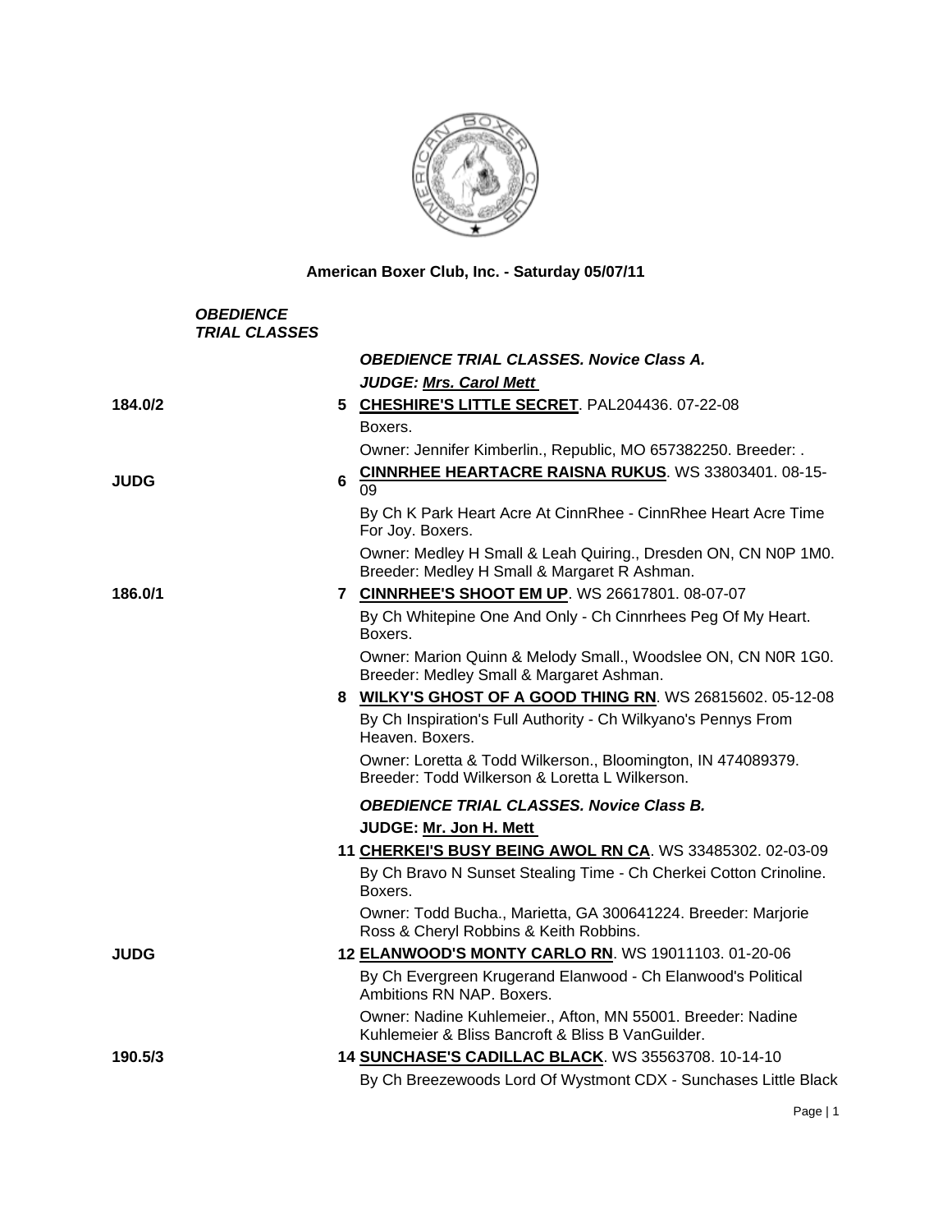# American Boxer Club, Inc. - Saturday 05/07/11

***OBEDIENCE TRIAL CLASSES***

***OBEDIENCE TRIAL CLASSES. Novice Class A.***

***JUDGE: Mrs. Carol Mett***

**184.0/2** — **5** **CHESHIRE'S LITTLE SECRET**. PAL204436. 07-22-08
Boxers.
Owner: Jennifer Kimberlin., Republic, MO 657382250. Breeder: .

**JUDG** — **6** **CINNRHEE HEARTACRE RAISNA RUKUS**. WS 33803401. 08-15-09
By Ch K Park Heart Acre At CinnRhee - CinnRhee Heart Acre Time For Joy. Boxers.
Owner: Medley H Small & Leah Quiring., Dresden ON, CN N0P 1M0. Breeder: Medley H Small & Margaret R Ashman.

**186.0/1** — **7** **CINNRHEE'S SHOOT EM UP**. WS 26617801. 08-07-07
By Ch Whitepine One And Only - Ch Cinnrhees Peg Of My Heart. Boxers.
Owner: Marion Quinn & Melody Small., Woodslee ON, CN N0R 1G0. Breeder: Medley Small & Margaret Ashman.

**8** **WILKY'S GHOST OF A GOOD THING RN**. WS 26815602. 05-12-08
By Ch Inspiration's Full Authority - Ch Wilkyano's Pennys From Heaven. Boxers.
Owner: Loretta & Todd Wilkerson., Bloomington, IN 474089379. Breeder: Todd Wilkerson & Loretta L Wilkerson.

***OBEDIENCE TRIAL CLASSES. Novice Class B.***

**JUDGE: Mr. Jon H. Mett**

**11** **CHERKEI'S BUSY BEING AWOL RN CA**. WS 33485302. 02-03-09
By Ch Bravo N Sunset Stealing Time - Ch Cherkei Cotton Crinoline. Boxers.
Owner: Todd Bucha., Marietta, GA 300641224. Breeder: Marjorie Ross & Cheryl Robbins & Keith Robbins.

**JUDG** — **12** **ELANWOOD'S MONTY CARLO RN**. WS 19011103. 01-20-06
By Ch Evergreen Krugerand Elanwood - Ch Elanwood's Political Ambitions RN NAP. Boxers.
Owner: Nadine Kuhlemeier., Afton, MN 55001. Breeder: Nadine Kuhlemeier & Bliss Bancroft & Bliss B VanGuilder.

**190.5/3** — **14** **SUNCHASE'S CADILLAC BLACK**. WS 35563708. 10-14-10
By Ch Breezewoods Lord Of Wystmont CDX - Sunchases Little Black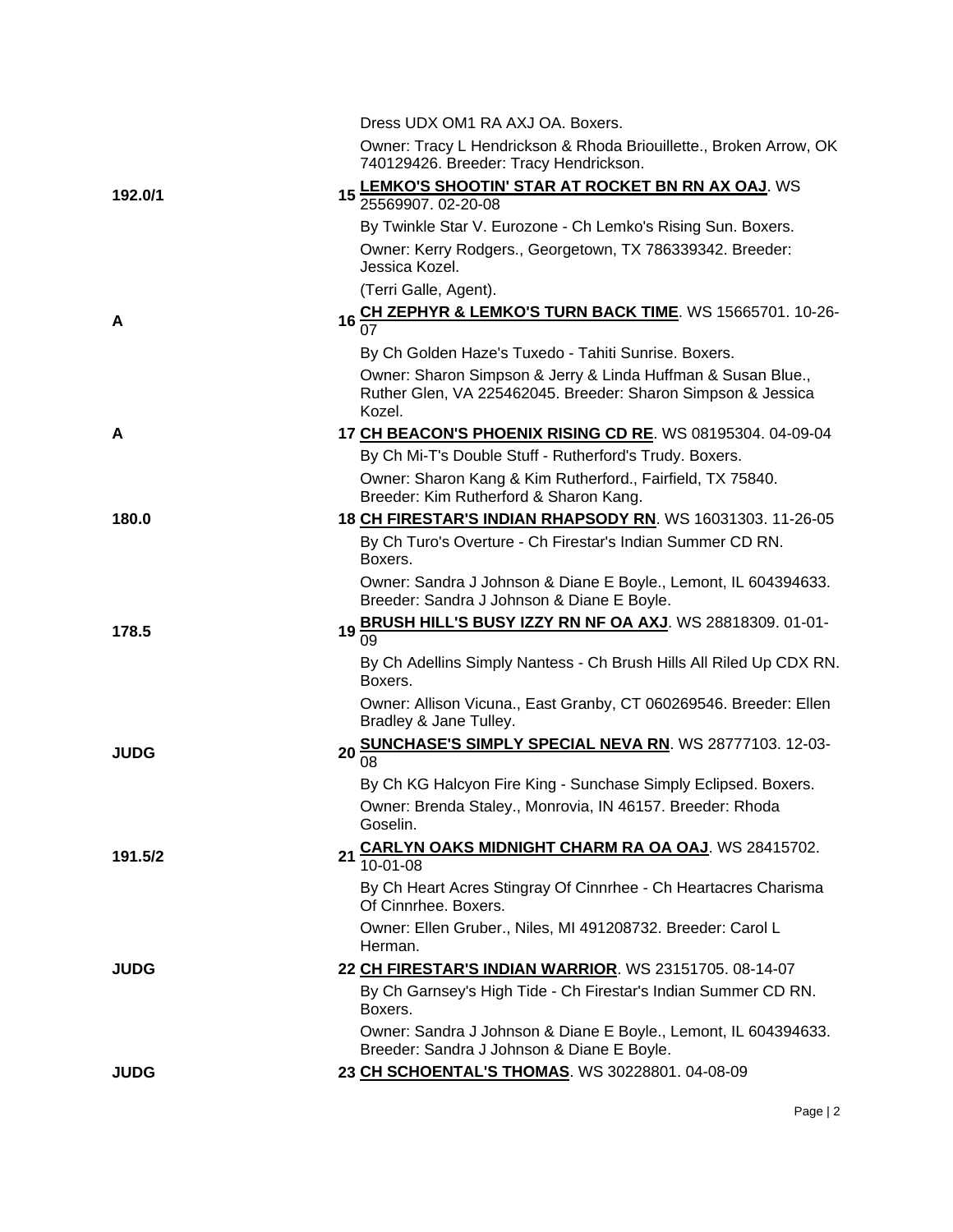Dress UDX OM1 RA AXJ OA. Boxers.

Owner: Tracy L Hendrickson & Rhoda Briouillette., Broken Arrow, OK 740129426. Breeder: Tracy Hendrickson.

**192.0/1** — 15 **LEMKO'S SHOOTIN' STAR AT ROCKET BN RN AX OAJ**. WS 25569907. 02-20-08

By Twinkle Star V. Eurozone - Ch Lemko's Rising Sun. Boxers.

Owner: Kerry Rodgers., Georgetown, TX 786339342. Breeder: Jessica Kozel.

(Terri Galle, Agent).

**A** — 16 **CH ZEPHYR & LEMKO'S TURN BACK TIME**. WS 15665701. 10-26-07

By Ch Golden Haze's Tuxedo - Tahiti Sunrise. Boxers.

Owner: Sharon Simpson & Jerry & Linda Huffman & Susan Blue., Ruther Glen, VA 225462045. Breeder: Sharon Simpson & Jessica Kozel.

**A** — 17 **CH BEACON'S PHOENIX RISING CD RE**. WS 08195304. 04-09-04

By Ch Mi-T's Double Stuff - Rutherford's Trudy. Boxers.

Owner: Sharon Kang & Kim Rutherford., Fairfield, TX 75840. Breeder: Kim Rutherford & Sharon Kang.

**180.0** — 18 **CH FIRESTAR'S INDIAN RHAPSODY RN**. WS 16031303. 11-26-05

By Ch Turo's Overture - Ch Firestar's Indian Summer CD RN. Boxers.

Owner: Sandra J Johnson & Diane E Boyle., Lemont, IL 604394633. Breeder: Sandra J Johnson & Diane E Boyle.

**178.5** — 19 **BRUSH HILL'S BUSY IZZY RN NF OA AXJ**. WS 28818309. 01-01-09

By Ch Adellins Simply Nantess - Ch Brush Hills All Riled Up CDX RN. Boxers.

Owner: Allison Vicuna., East Granby, CT 060269546. Breeder: Ellen Bradley & Jane Tulley.

**JUDG** — 20 **SUNCHASE'S SIMPLY SPECIAL NEVA RN**. WS 28777103. 12-03-08

By Ch KG Halcyon Fire King - Sunchase Simply Eclipsed. Boxers.

Owner: Brenda Staley., Monrovia, IN 46157. Breeder: Rhoda Goselin.

**191.5/2** — 21 **CARLYN OAKS MIDNIGHT CHARM RA OA OAJ**. WS 28415702. 10-01-08

By Ch Heart Acres Stingray Of Cinnrhee - Ch Heartacres Charisma Of Cinnrhee. Boxers.

Owner: Ellen Gruber., Niles, MI 491208732. Breeder: Carol L Herman.

**JUDG** — 22 **CH FIRESTAR'S INDIAN WARRIOR**. WS 23151705. 08-14-07

By Ch Garnsey's High Tide - Ch Firestar's Indian Summer CD RN. Boxers.

Owner: Sandra J Johnson & Diane E Boyle., Lemont, IL 604394633. Breeder: Sandra J Johnson & Diane E Boyle.

**JUDG** — 23 **CH SCHOENTAL'S THOMAS**. WS 30228801. 04-08-09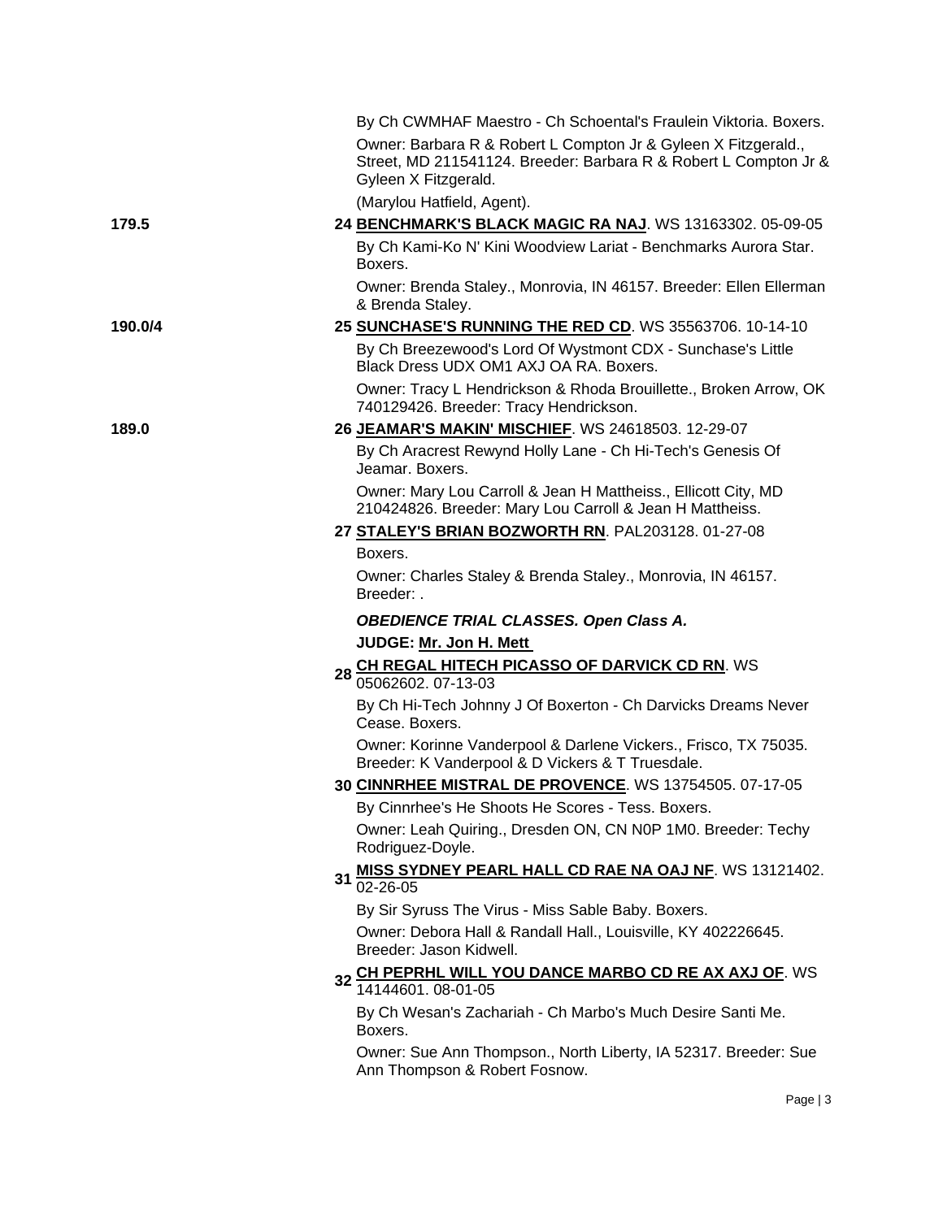By Ch CWMHAF Maestro - Ch Schoental's Fraulein Viktoria. Boxers.

Owner: Barbara R & Robert L Compton Jr & Gyleen X Fitzgerald., Street, MD 211541124. Breeder: Barbara R & Robert L Compton Jr & Gyleen X Fitzgerald.

(Marylou Hatfield, Agent).

179.5 — 24 **BENCHMARK'S BLACK MAGIC RA NAJ**. WS 13163302. 05-09-05

By Ch Kami-Ko N' Kini Woodview Lariat - Benchmarks Aurora Star. Boxers.

Owner: Brenda Staley., Monrovia, IN 46157. Breeder: Ellen Ellerman & Brenda Staley.

190.0/4 — 25 **SUNCHASE'S RUNNING THE RED CD**. WS 35563706. 10-14-10

By Ch Breezewood's Lord Of Wystmont CDX - Sunchase's Little Black Dress UDX OM1 AXJ OA RA. Boxers.

Owner: Tracy L Hendrickson & Rhoda Brouillette., Broken Arrow, OK 740129426. Breeder: Tracy Hendrickson.

189.0 — 26 **JEAMAR'S MAKIN' MISCHIEF**. WS 24618503. 12-29-07

By Ch Aracrest Rewynd Holly Lane - Ch Hi-Tech's Genesis Of Jeamar. Boxers.

Owner: Mary Lou Carroll & Jean H Mattheiss., Ellicott City, MD 210424826. Breeder: Mary Lou Carroll & Jean H Mattheiss.

27 **STALEY'S BRIAN BOZWORTH RN**. PAL203128. 01-27-08

Boxers.

Owner: Charles Staley & Brenda Staley., Monrovia, IN 46157. Breeder: .

***OBEDIENCE TRIAL CLASSES. Open Class A.***

**JUDGE: Mr. Jon H. Mett**

28 **CH REGAL HITECH PICASSO OF DARVICK CD RN**. WS 05062602. 07-13-03

By Ch Hi-Tech Johnny J Of Boxerton - Ch Darvicks Dreams Never Cease. Boxers.

Owner: Korinne Vanderpool & Darlene Vickers., Frisco, TX 75035. Breeder: K Vanderpool & D Vickers & T Truesdale.

30 **CINNRHEE MISTRAL DE PROVENCE**. WS 13754505. 07-17-05

By Cinnrhee's He Shoots He Scores - Tess. Boxers.

Owner: Leah Quiring., Dresden ON, CN N0P 1M0. Breeder: Techy Rodriguez-Doyle.

31 **MISS SYDNEY PEARL HALL CD RAE NA OAJ NF**. WS 13121402. 02-26-05

By Sir Syruss The Virus - Miss Sable Baby. Boxers.

Owner: Debora Hall & Randall Hall., Louisville, KY 402226645. Breeder: Jason Kidwell.

32 **CH PEPRHL WILL YOU DANCE MARBO CD RE AX AXJ OF**. WS 14144601. 08-01-05

By Ch Wesan's Zachariah - Ch Marbo's Much Desire Santi Me. Boxers.

Owner: Sue Ann Thompson., North Liberty, IA 52317. Breeder: Sue Ann Thompson & Robert Fosnow.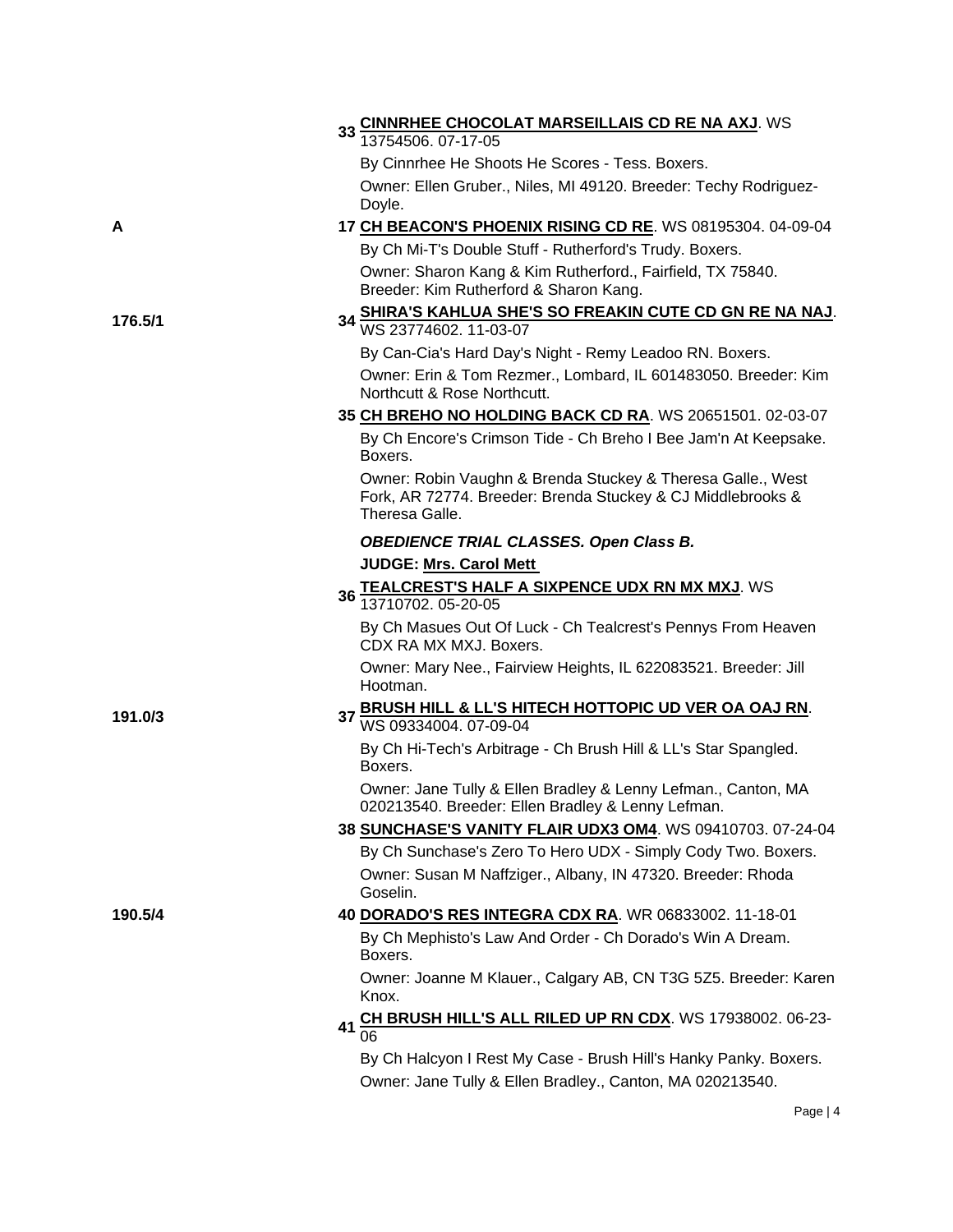33 **CINNRHEE CHOCOLAT MARSEILLAIS CD RE NA AXJ**. WS 13754506. 07-17-05

By Cinnrhee He Shoots He Scores - Tess. Boxers.

Owner: Ellen Gruber., Niles, MI 49120. Breeder: Techy Rodriguez-Doyle.

A — 17 **CH BEACON'S PHOENIX RISING CD RE**. WS 08195304. 04-09-04

By Ch Mi-T's Double Stuff - Rutherford's Trudy. Boxers.

Owner: Sharon Kang & Kim Rutherford., Fairfield, TX 75840. Breeder: Kim Rutherford & Sharon Kang.

176.5/1 — 34 **SHIRA'S KAHLUA SHE'S SO FREAKIN CUTE CD GN RE NA NAJ**. WS 23774602. 11-03-07

By Can-Cia's Hard Day's Night - Remy Leadoo RN. Boxers.

Owner: Erin & Tom Rezmer., Lombard, IL 601483050. Breeder: Kim Northcutt & Rose Northcutt.

35 **CH BREHO NO HOLDING BACK CD RA**. WS 20651501. 02-03-07

By Ch Encore's Crimson Tide - Ch Breho I Bee Jam'n At Keepsake. Boxers.

Owner: Robin Vaughn & Brenda Stuckey & Theresa Galle., West Fork, AR 72774. Breeder: Brenda Stuckey & CJ Middlebrooks & Theresa Galle.

***OBEDIENCE TRIAL CLASSES. Open Class B.***

**JUDGE: Mrs. Carol Mett**

36 **TEALCREST'S HALF A SIXPENCE UDX RN MX MXJ**. WS 13710702. 05-20-05

By Ch Masues Out Of Luck - Ch Tealcrest's Pennys From Heaven CDX RA MX MXJ. Boxers.

Owner: Mary Nee., Fairview Heights, IL 622083521. Breeder: Jill Hootman.

191.0/3 — 37 **BRUSH HILL & LL'S HITECH HOTTOPIC UD VER OA OAJ RN**. WS 09334004. 07-09-04

By Ch Hi-Tech's Arbitrage - Ch Brush Hill & LL's Star Spangled. Boxers.

Owner: Jane Tully & Ellen Bradley & Lenny Lefman., Canton, MA 020213540. Breeder: Ellen Bradley & Lenny Lefman.

38 **SUNCHASE'S VANITY FLAIR UDX3 OM4**. WS 09410703. 07-24-04

By Ch Sunchase's Zero To Hero UDX - Simply Cody Two. Boxers.

Owner: Susan M Naffziger., Albany, IN 47320. Breeder: Rhoda Goselin.

190.5/4 — 40 **DORADO'S RES INTEGRA CDX RA**. WR 06833002. 11-18-01

By Ch Mephisto's Law And Order - Ch Dorado's Win A Dream. Boxers.

Owner: Joanne M Klauer., Calgary AB, CN T3G 5Z5. Breeder: Karen Knox.

41 **CH BRUSH HILL'S ALL RILED UP RN CDX**. WS 17938002. 06-23-06

By Ch Halcyon I Rest My Case - Brush Hill's Hanky Panky. Boxers.

Owner: Jane Tully & Ellen Bradley., Canton, MA 020213540.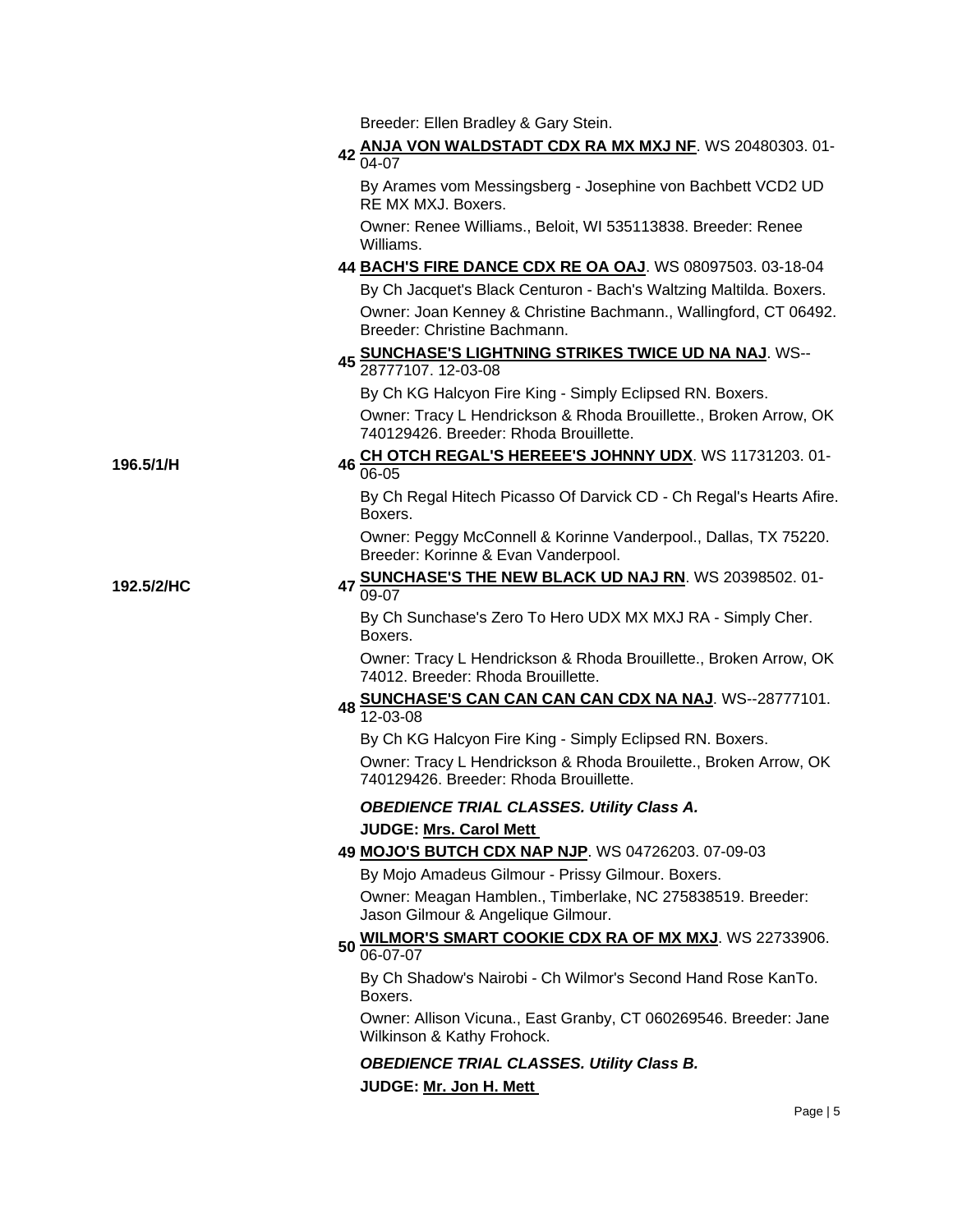Breeder: Ellen Bradley & Gary Stein.

**42** **ANJA VON WALDSTADT CDX RA MX MXJ NF**. WS 20480303. 01-04-07

By Arames vom Messingsberg - Josephine von Bachbett VCD2 UD RE MX MXJ. Boxers.

Owner: Renee Williams., Beloit, WI 535113838. Breeder: Renee Williams.

**44** **BACH'S FIRE DANCE CDX RE OA OAJ**. WS 08097503. 03-18-04

By Ch Jacquet's Black Centuron - Bach's Waltzing Maltilda. Boxers.

Owner: Joan Kenney & Christine Bachmann., Wallingford, CT 06492. Breeder: Christine Bachmann.

**45** **SUNCHASE'S LIGHTNING STRIKES TWICE UD NA NAJ**. WS--28777107. 12-03-08

By Ch KG Halcyon Fire King - Simply Eclipsed RN. Boxers.

Owner: Tracy L Hendrickson & Rhoda Brouillette., Broken Arrow, OK 740129426. Breeder: Rhoda Brouillette.

**196.5/1/H**

**46** **CH OTCH REGAL'S HEREEE'S JOHNNY UDX**. WS 11731203. 01-06-05

By Ch Regal Hitech Picasso Of Darvick CD - Ch Regal's Hearts Afire. Boxers.

Owner: Peggy McConnell & Korinne Vanderpool., Dallas, TX 75220. Breeder: Korinne & Evan Vanderpool.

**192.5/2/HC**

**47** **SUNCHASE'S THE NEW BLACK UD NAJ RN**. WS 20398502. 01-09-07

By Ch Sunchase's Zero To Hero UDX MX MXJ RA - Simply Cher. Boxers.

Owner: Tracy L Hendrickson & Rhoda Brouillette., Broken Arrow, OK 74012. Breeder: Rhoda Brouillette.

**48** **SUNCHASE'S CAN CAN CAN CAN CDX NA NAJ**. WS--28777101. 12-03-08

By Ch KG Halcyon Fire King - Simply Eclipsed RN. Boxers.

Owner: Tracy L Hendrickson & Rhoda Brouilette., Broken Arrow, OK 740129426. Breeder: Rhoda Brouillette.

***OBEDIENCE TRIAL CLASSES. Utility Class A.***

**JUDGE: Mrs. Carol Mett**

**49** **MOJO'S BUTCH CDX NAP NJP**. WS 04726203. 07-09-03

By Mojo Amadeus Gilmour - Prissy Gilmour. Boxers.

Owner: Meagan Hamblen., Timberlake, NC 275838519. Breeder: Jason Gilmour & Angelique Gilmour.

**50** **WILMOR'S SMART COOKIE CDX RA OF MX MXJ**. WS 22733906. 06-07-07

By Ch Shadow's Nairobi - Ch Wilmor's Second Hand Rose KanTo. Boxers.

Owner: Allison Vicuna., East Granby, CT 060269546. Breeder: Jane Wilkinson & Kathy Frohock.

***OBEDIENCE TRIAL CLASSES. Utility Class B.***

**JUDGE: Mr. Jon H. Mett**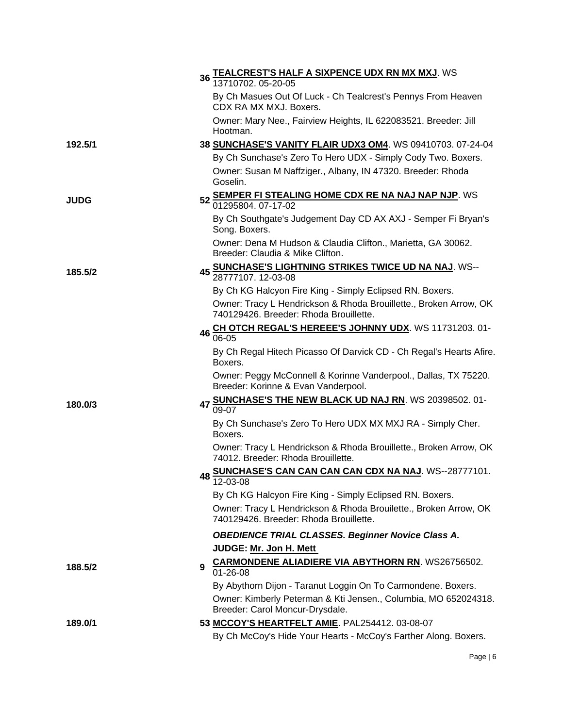**36** **TEALCREST'S HALF A SIXPENCE UDX RN MX MXJ**. WS 13710702. 05-20-05

By Ch Masues Out Of Luck - Ch Tealcrest's Pennys From Heaven CDX RA MX MXJ. Boxers.

Owner: Mary Nee., Fairview Heights, IL 622083521. Breeder: Jill Hootman.

192.5/1 — **38** **SUNCHASE'S VANITY FLAIR UDX3 OM4**. WS 09410703. 07-24-04

By Ch Sunchase's Zero To Hero UDX - Simply Cody Two. Boxers.

Owner: Susan M Naffziger., Albany, IN 47320. Breeder: Rhoda Goselin.

JUDG — **52** **SEMPER FI STEALING HOME CDX RE NA NAJ NAP NJP**. WS 01295804. 07-17-02

By Ch Southgate's Judgement Day CD AX AXJ - Semper Fi Bryan's Song. Boxers.

Owner: Dena M Hudson & Claudia Clifton., Marietta, GA 30062. Breeder: Claudia & Mike Clifton.

185.5/2 — **45** **SUNCHASE'S LIGHTNING STRIKES TWICE UD NA NAJ**. WS--28777107. 12-03-08

By Ch KG Halcyon Fire King - Simply Eclipsed RN. Boxers.

Owner: Tracy L Hendrickson & Rhoda Brouillette., Broken Arrow, OK 740129426. Breeder: Rhoda Brouillette.

**46** **CH OTCH REGAL'S HEREEE'S JOHNNY UDX**. WS 11731203. 01-06-05

By Ch Regal Hitech Picasso Of Darvick CD - Ch Regal's Hearts Afire. Boxers.

Owner: Peggy McConnell & Korinne Vanderpool., Dallas, TX 75220. Breeder: Korinne & Evan Vanderpool.

180.0/3 — **47** **SUNCHASE'S THE NEW BLACK UD NAJ RN**. WS 20398502. 01-09-07

By Ch Sunchase's Zero To Hero UDX MX MXJ RA - Simply Cher. Boxers.

Owner: Tracy L Hendrickson & Rhoda Brouillette., Broken Arrow, OK 74012. Breeder: Rhoda Brouillette.

**48** **SUNCHASE'S CAN CAN CAN CAN CDX NA NAJ**. WS--28777101. 12-03-08

By Ch KG Halcyon Fire King - Simply Eclipsed RN. Boxers.

Owner: Tracy L Hendrickson & Rhoda Brouilette., Broken Arrow, OK 740129426. Breeder: Rhoda Brouillette.

***OBEDIENCE TRIAL CLASSES. Beginner Novice Class A.***

**JUDGE: Mr. Jon H. Mett**

188.5/2 — **9** **CARMONDENE ALIADIERE VIA ABYTHORN RN**. WS26756502. 01-26-08

By Abythorn Dijon - Taranut Loggin On To Carmondene. Boxers.

Owner: Kimberly Peterman & Kti Jensen., Columbia, MO 652024318. Breeder: Carol Moncur-Drysdale.

189.0/1 — **53** **MCCOY'S HEARTFELT AMIE**. PAL254412. 03-08-07

By Ch McCoy's Hide Your Hearts - McCoy's Farther Along. Boxers.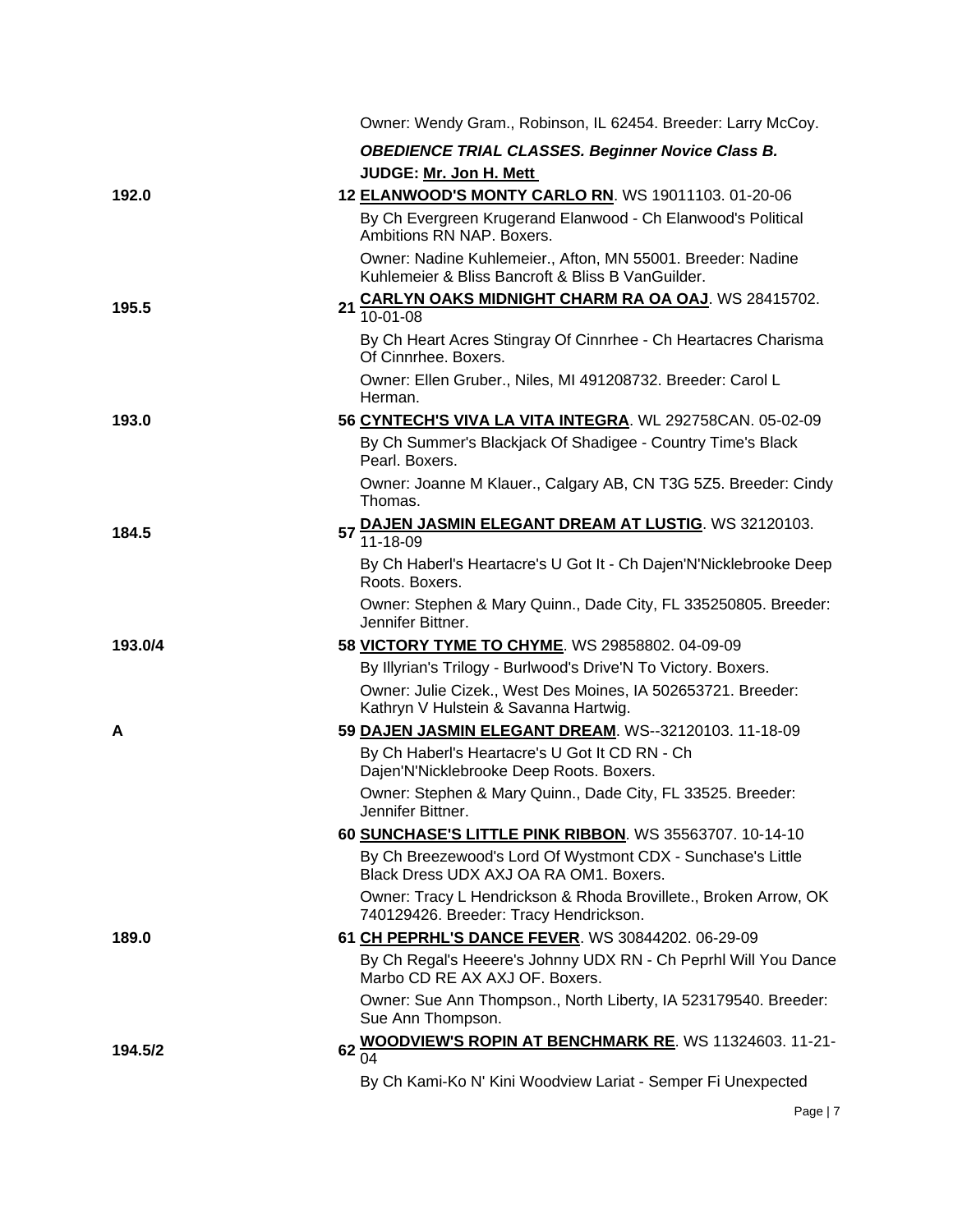Owner: Wendy Gram., Robinson, IL 62454. Breeder: Larry McCoy.

***OBEDIENCE TRIAL CLASSES. Beginner Novice Class B.***

**JUDGE: Mr. Jon H. Mett**

192.0 — **12 ELANWOOD'S MONTY CARLO RN**. WS 19011103. 01-20-06

By Ch Evergreen Krugerand Elanwood - Ch Elanwood's Political Ambitions RN NAP. Boxers.

Owner: Nadine Kuhlemeier., Afton, MN 55001. Breeder: Nadine Kuhlemeier & Bliss Bancroft & Bliss B VanGuilder.

195.5 — **21 CARLYN OAKS MIDNIGHT CHARM RA OA OAJ**. WS 28415702. 10-01-08

By Ch Heart Acres Stingray Of Cinnrhee - Ch Heartacres Charisma Of Cinnrhee. Boxers.

Owner: Ellen Gruber., Niles, MI 491208732. Breeder: Carol L Herman.

193.0 — **56 CYNTECH'S VIVA LA VITA INTEGRA**. WL 292758CAN. 05-02-09

By Ch Summer's Blackjack Of Shadigee - Country Time's Black Pearl. Boxers.

Owner: Joanne M Klauer., Calgary AB, CN T3G 5Z5. Breeder: Cindy Thomas.

184.5 — **57 DAJEN JASMIN ELEGANT DREAM AT LUSTIG**. WS 32120103. 11-18-09

By Ch Haberl's Heartacre's U Got It - Ch Dajen'N'Nicklebrooke Deep Roots. Boxers.

Owner: Stephen & Mary Quinn., Dade City, FL 335250805. Breeder: Jennifer Bittner.

193.0/4 — **58 VICTORY TYME TO CHYME**. WS 29858802. 04-09-09

By Illyrian's Trilogy - Burlwood's Drive'N To Victory. Boxers.

Owner: Julie Cizek., West Des Moines, IA 502653721. Breeder: Kathryn V Hulstein & Savanna Hartwig.

A — **59 DAJEN JASMIN ELEGANT DREAM**. WS--32120103. 11-18-09

By Ch Haberl's Heartacre's U Got It CD RN - Ch Dajen'N'Nicklebrooke Deep Roots. Boxers.

Owner: Stephen & Mary Quinn., Dade City, FL 33525. Breeder: Jennifer Bittner.

**60 SUNCHASE'S LITTLE PINK RIBBON**. WS 35563707. 10-14-10

By Ch Breezewood's Lord Of Wystmont CDX - Sunchase's Little Black Dress UDX AXJ OA RA OM1. Boxers.

Owner: Tracy L Hendrickson & Rhoda Brovillete., Broken Arrow, OK 740129426. Breeder: Tracy Hendrickson.

189.0 — **61 CH PEPRHL'S DANCE FEVER**. WS 30844202. 06-29-09

By Ch Regal's Heeere's Johnny UDX RN - Ch Peprhl Will You Dance Marbo CD RE AX AXJ OF. Boxers.

Owner: Sue Ann Thompson., North Liberty, IA 523179540. Breeder: Sue Ann Thompson.

194.5/2 — **62 WOODVIEW'S ROPIN AT BENCHMARK RE**. WS 11324603. 11-21-04

By Ch Kami-Ko N' Kini Woodview Lariat - Semper Fi Unexpected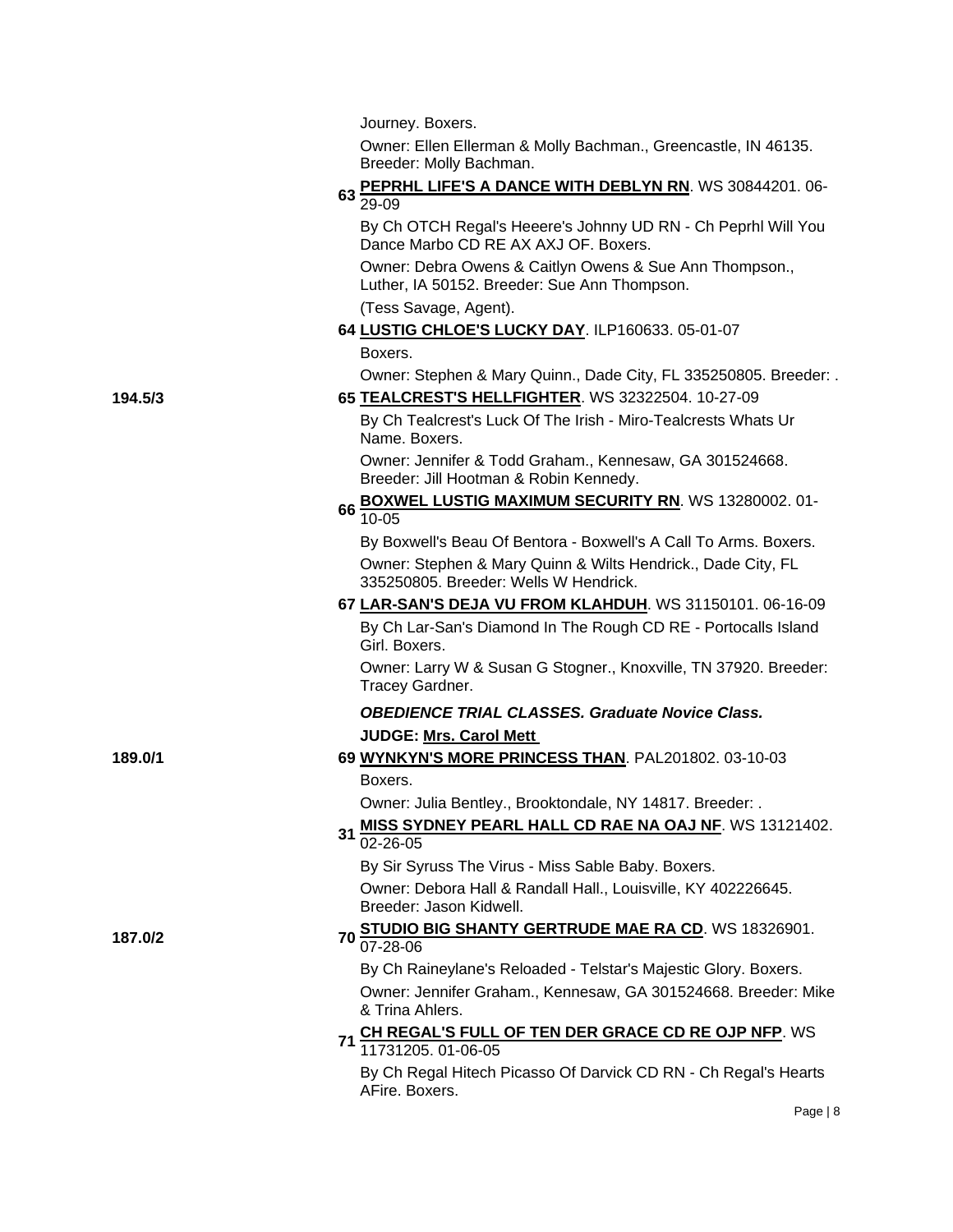Journey. Boxers.

Owner: Ellen Ellerman & Molly Bachman., Greencastle, IN 46135. Breeder: Molly Bachman.

63 **PEPRHL LIFE'S A DANCE WITH DEBLYN RN**. WS 30844201. 06-29-09

By Ch OTCH Regal's Heeere's Johnny UD RN - Ch Peprhl Will You Dance Marbo CD RE AX AXJ OF. Boxers.

Owner: Debra Owens & Caitlyn Owens & Sue Ann Thompson., Luther, IA 50152. Breeder: Sue Ann Thompson.

(Tess Savage, Agent).

64 **LUSTIG CHLOE'S LUCKY DAY**. ILP160633. 05-01-07

Boxers.

Owner: Stephen & Mary Quinn., Dade City, FL 335250805. Breeder: .

194.5/3

65 **TEALCREST'S HELLFIGHTER**. WS 32322504. 10-27-09

By Ch Tealcrest's Luck Of The Irish - Miro-Tealcrests Whats Ur Name. Boxers.

Owner: Jennifer & Todd Graham., Kennesaw, GA 301524668. Breeder: Jill Hootman & Robin Kennedy.

66 **BOXWEL LUSTIG MAXIMUM SECURITY RN**. WS 13280002. 01-10-05

By Boxwell's Beau Of Bentora - Boxwell's A Call To Arms. Boxers.

Owner: Stephen & Mary Quinn & Wilts Hendrick., Dade City, FL 335250805. Breeder: Wells W Hendrick.

67 **LAR-SAN'S DEJA VU FROM KLAHDUH**. WS 31150101. 06-16-09

By Ch Lar-San's Diamond In The Rough CD RE - Portocalls Island Girl. Boxers.

Owner: Larry W & Susan G Stogner., Knoxville, TN 37920. Breeder: Tracey Gardner.

***OBEDIENCE TRIAL CLASSES. Graduate Novice Class.***

**JUDGE: Mrs. Carol Mett**

189.0/1

69 **WYNKYN'S MORE PRINCESS THAN**. PAL201802. 03-10-03

Boxers.

Owner: Julia Bentley., Brooktondale, NY 14817. Breeder: .

31 **MISS SYDNEY PEARL HALL CD RAE NA OAJ NF**. WS 13121402. 02-26-05

By Sir Syruss The Virus - Miss Sable Baby. Boxers.

Owner: Debora Hall & Randall Hall., Louisville, KY 402226645. Breeder: Jason Kidwell.

187.0/2

70 **STUDIO BIG SHANTY GERTRUDE MAE RA CD**. WS 18326901. 07-28-06

By Ch Raineylane's Reloaded - Telstar's Majestic Glory. Boxers.

Owner: Jennifer Graham., Kennesaw, GA 301524668. Breeder: Mike & Trina Ahlers.

71 **CH REGAL'S FULL OF TEN DER GRACE CD RE OJP NFP**. WS 11731205. 01-06-05

By Ch Regal Hitech Picasso Of Darvick CD RN - Ch Regal's Hearts AFire. Boxers.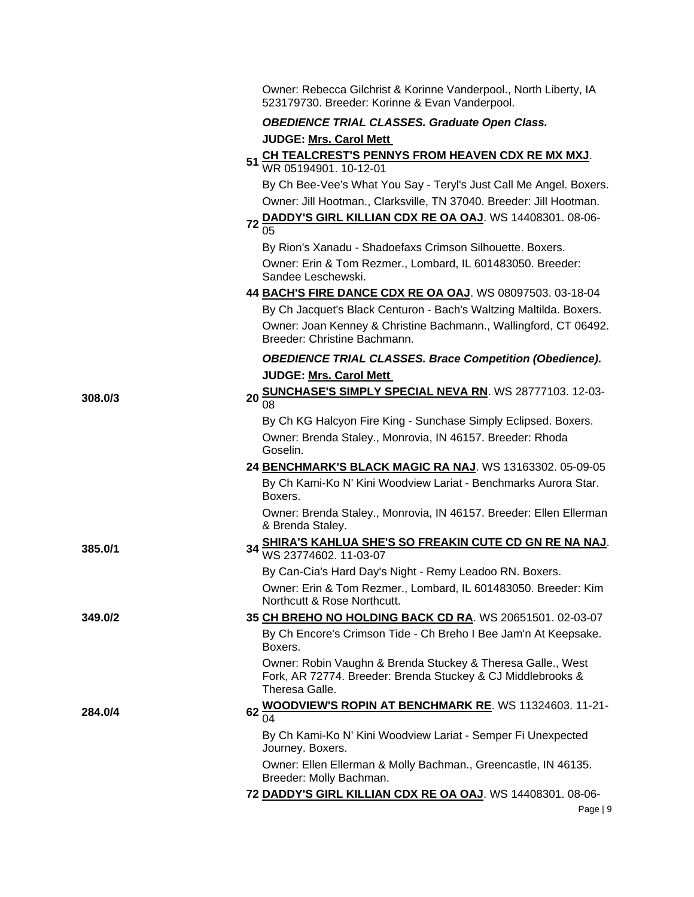Owner: Rebecca Gilchrist & Korinne Vanderpool., North Liberty, IA 523179730. Breeder: Korinne & Evan Vanderpool.

***OBEDIENCE TRIAL CLASSES. Graduate Open Class.***

**JUDGE: Mrs. Carol Mett**

**51 CH TEALCREST'S PENNYS FROM HEAVEN CDX RE MX MXJ**. WR 05194901. 10-12-01

By Ch Bee-Vee's What You Say - Teryl's Just Call Me Angel. Boxers.

Owner: Jill Hootman., Clarksville, TN 37040. Breeder: Jill Hootman.

**72 DADDY'S GIRL KILLIAN CDX RE OA OAJ**. WS 14408301. 08-06-05

By Rion's Xanadu - Shadoefaxs Crimson Silhouette. Boxers.

Owner: Erin & Tom Rezmer., Lombard, IL 601483050. Breeder: Sandee Leschewski.

**44 BACH'S FIRE DANCE CDX RE OA OAJ**. WS 08097503. 03-18-04

By Ch Jacquet's Black Centuron - Bach's Waltzing Maltilda. Boxers.

Owner: Joan Kenney & Christine Bachmann., Wallingford, CT 06492. Breeder: Christine Bachmann.

***OBEDIENCE TRIAL CLASSES. Brace Competition (Obedience).***

**JUDGE: Mrs. Carol Mett**

308.0/3 — **20 SUNCHASE'S SIMPLY SPECIAL NEVA RN**. WS 28777103. 12-03-08

By Ch KG Halcyon Fire King - Sunchase Simply Eclipsed. Boxers.

Owner: Brenda Staley., Monrovia, IN 46157. Breeder: Rhoda Goselin.

**24 BENCHMARK'S BLACK MAGIC RA NAJ**. WS 13163302. 05-09-05

By Ch Kami-Ko N' Kini Woodview Lariat - Benchmarks Aurora Star. Boxers.

Owner: Brenda Staley., Monrovia, IN 46157. Breeder: Ellen Ellerman & Brenda Staley.

385.0/1 — **34 SHIRA'S KAHLUA SHE'S SO FREAKIN CUTE CD GN RE NA NAJ**. WS 23774602. 11-03-07

By Can-Cia's Hard Day's Night - Remy Leadoo RN. Boxers.

Owner: Erin & Tom Rezmer., Lombard, IL 601483050. Breeder: Kim Northcutt & Rose Northcutt.

349.0/2 — **35 CH BREHO NO HOLDING BACK CD RA**. WS 20651501. 02-03-07

By Ch Encore's Crimson Tide - Ch Breho I Bee Jam'n At Keepsake. Boxers.

Owner: Robin Vaughn & Brenda Stuckey & Theresa Galle., West Fork, AR 72774. Breeder: Brenda Stuckey & CJ Middlebrooks & Theresa Galle.

284.0/4 — **62 WOODVIEW'S ROPIN AT BENCHMARK RE**. WS 11324603. 11-21-04

By Ch Kami-Ko N' Kini Woodview Lariat - Semper Fi Unexpected Journey. Boxers.

Owner: Ellen Ellerman & Molly Bachman., Greencastle, IN 46135. Breeder: Molly Bachman.

**72 DADDY'S GIRL KILLIAN CDX RE OA OAJ**. WS 14408301. 08-06-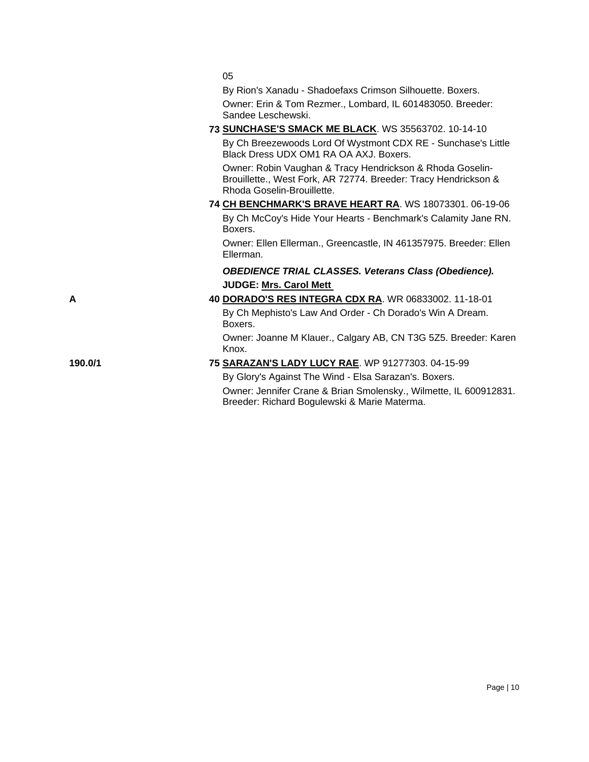05

By Rion's Xanadu - Shadoefaxs Crimson Silhouette. Boxers.

Owner: Erin & Tom Rezmer., Lombard, IL 601483050. Breeder: Sandee Leschewski.

**73 SUNCHASE'S SMACK ME BLACK**. WS 35563702. 10-14-10

By Ch Breezewoods Lord Of Wystmont CDX RE - Sunchase's Little Black Dress UDX OM1 RA OA AXJ. Boxers.

Owner: Robin Vaughan & Tracy Hendrickson & Rhoda Goselin-Brouillette., West Fork, AR 72774. Breeder: Tracy Hendrickson & Rhoda Goselin-Brouillette.

**74 CH BENCHMARK'S BRAVE HEART RA**. WS 18073301. 06-19-06

By Ch McCoy's Hide Your Hearts - Benchmark's Calamity Jane RN. Boxers.

Owner: Ellen Ellerman., Greencastle, IN 461357975. Breeder: Ellen Ellerman.

***OBEDIENCE TRIAL CLASSES. Veterans Class (Obedience).***

**JUDGE: Mrs. Carol Mett**

**A** — **40 DORADO'S RES INTEGRA CDX RA**. WR 06833002. 11-18-01

By Ch Mephisto's Law And Order - Ch Dorado's Win A Dream. Boxers.

Owner: Joanne M Klauer., Calgary AB, CN T3G 5Z5. Breeder: Karen Knox.

**190.0/1** — **75 SARAZAN'S LADY LUCY RAE**. WP 91277303. 04-15-99

By Glory's Against The Wind - Elsa Sarazan's. Boxers.

Owner: Jennifer Crane & Brian Smolensky., Wilmette, IL 600912831. Breeder: Richard Bogulewski & Marie Materma.